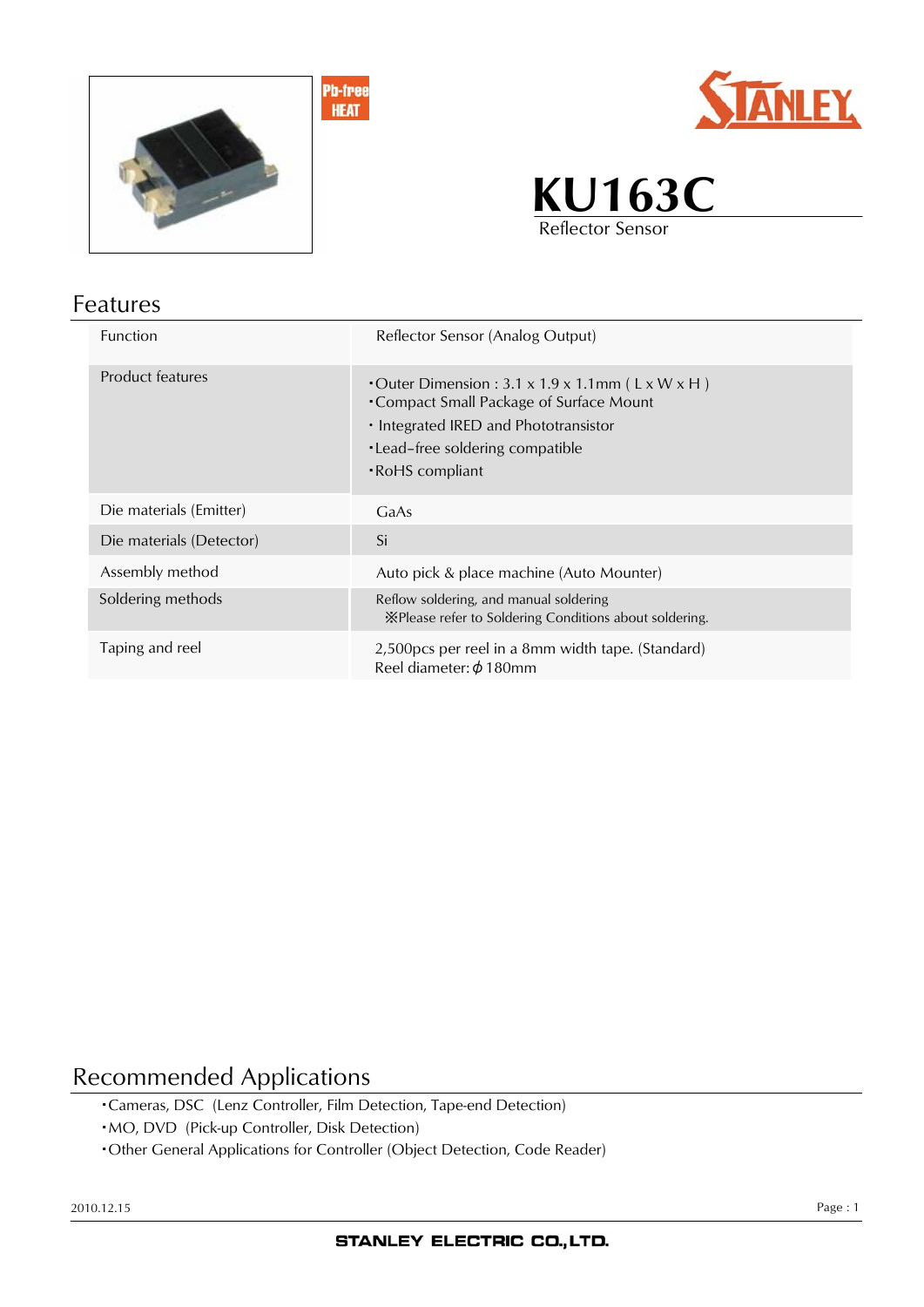Pb-free HEAT

STANLEY

# KU163C

Reflector Sensor

## Features

| Function | Reflector Sensor (Analog Output) |
|---|---|
| Product features | ・Outer Dimension : 3.1 x 1.9 x 1.1mm ( L x W x H )<br>・Compact Small Package of Surface Mount<br>・Integrated IRED and Phototransistor<br>・Lead-free soldering compatible<br>・RoHS compliant |
| Die materials (Emitter) | GaAs |
| Die materials (Detector) | Si |
| Assembly method | Auto pick & place machine (Auto Mounter) |
| Soldering methods | Reflow soldering, and manual soldering<br>※Please refer to Soldering Conditions about soldering. |
| Taping and reel | 2,500pcs per reel in a 8mm width tape. (Standard)<br>Reel diameter: ϕ 180mm |

## Recommended Applications

・Cameras, DSC (Lenz Controller, Film Detection, Tape-end Detection)
・MO, DVD (Pick-up Controller, Disk Detection)
・Other General Applications for Controller (Object Detection, Code Reader)

2010.12.15

STANLEY ELECTRIC CO.,LTD.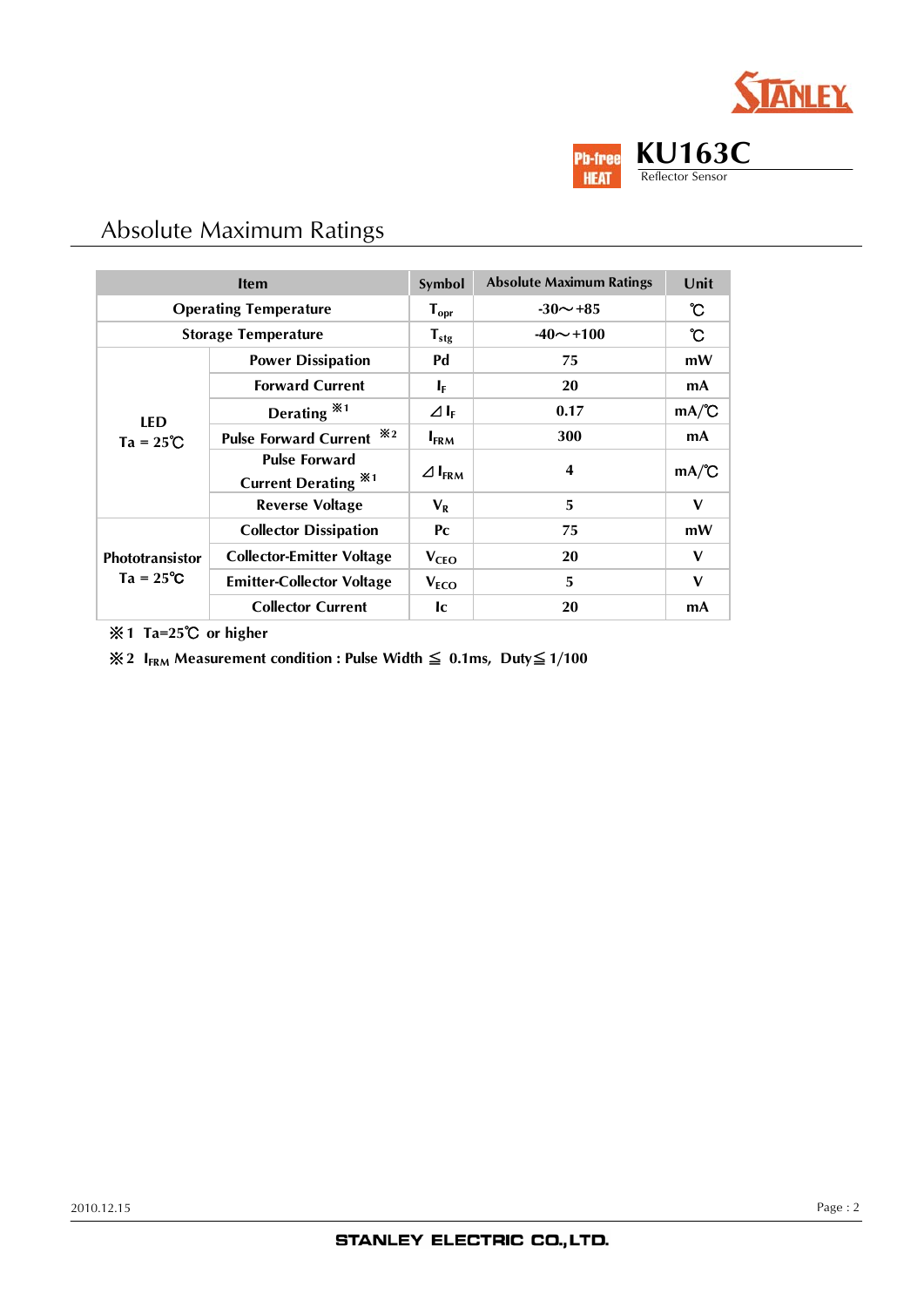## Absolute Maximum Ratings

| Item | | Symbol | Absolute Maximum Ratings | Unit |
|---|---|---|---|---|
| Operating Temperature | | $T_{opr}$ | -30～+85 | ℃ |
| Storage Temperature | | $T_{stg}$ | -40～+100 | ℃ |
| LED Ta = 25℃ | Power Dissipation | Pd | 75 | mW |
| | Forward Current | $I_F$ | 20 | mA |
| | Derating ※1 | $\Delta I_F$ | 0.17 | mA/℃ |
| | Pulse Forward Current ※2 | $I_{FRM}$ | 300 | mA |
| | Pulse Forward Current Derating ※1 | $\Delta I_{FRM}$ | 4 | mA/℃ |
| | Reverse Voltage | $V_R$ | 5 | V |
| Phototransistor Ta = 25℃ | Collector Dissipation | Pc | 75 | mW |
| | Collector-Emitter Voltage | $V_{CEO}$ | 20 | V |
| | Emitter-Collector Voltage | $V_{ECO}$ | 5 | V |
| | Collector Current | Ic | 20 | mA |

※1 Ta=25℃ or higher

※2 $I_{FRM}$ Measurement condition : Pulse Width ≦ 0.1ms, Duty≦1/100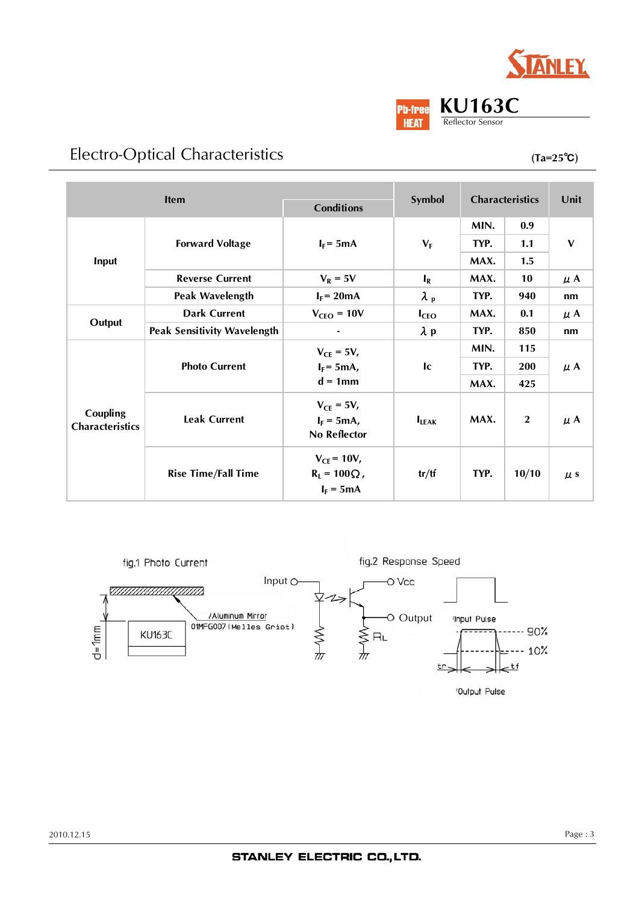## Electro-Optical Characteristics

(Ta=25℃)

| Item | | Conditions | Symbol | Characteristics | | Unit |
|---|---|---|---|---|---|---|
| Input | Forward Voltage | $I_F$= 5mA | $V_F$ | MIN. | 0.9 | V |
| | | | | TYP. | 1.1 | |
| | | | | MAX. | 1.5 | |
| | Reverse Current | $V_R$ = 5V | $I_R$ | MAX. | 10 | μA |
| | Peak Wavelength | $I_F$= 20mA | $\lambda_p$ | TYP. | 940 | nm |
| Output | Dark Current | $V_{CEO}$ = 10V | $I_{CEO}$ | MAX. | 0.1 | μA |
| | Peak Sensitivity Wavelength | - | $\lambda p$ | TYP. | 850 | nm |
| Coupling Characteristics | Photo Current | $V_{CE}$ = 5V, $I_F$= 5mA, d = 1mm | Ic | MIN. | 115 | μA |
| | | | | TYP. | 200 | |
| | | | | MAX. | 425 | |
| | Leak Current | $V_{CE}$ = 5V, $I_F$ = 5mA, No Reflector | $I_{LEAK}$ | MAX. | 2 | μA |
| | Rise Time/Fall Time | $V_{CE}$= 10V, $R_L$ = 100Ω, $I_F$ = 5mA | tr/tf | TYP. | 10/10 | μs |

fig.1 Photo Current

fig.2 Response Speed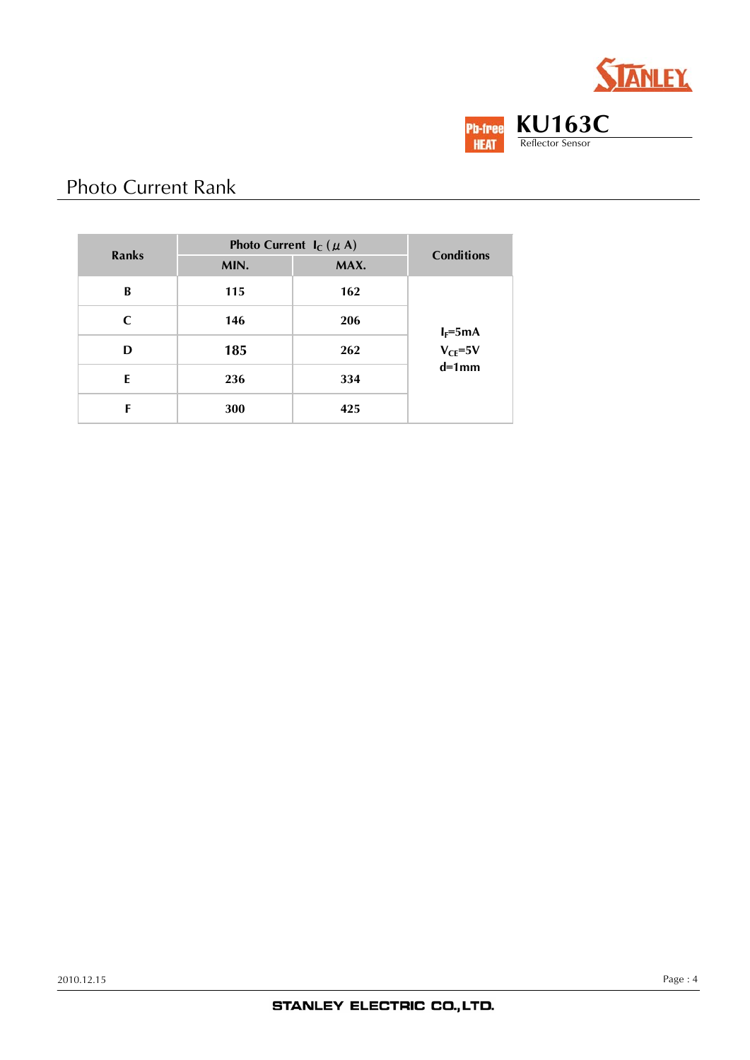# Photo Current Rank

| Ranks | Photo Current $I_C$ ($\mu$ A) | | Conditions |
|---|---|---|---|
| | MIN. | MAX. | |
| B | 115 | 162 | $I_F$=5mA<br>$V_{CE}$=5V<br>d=1mm |
| C | 146 | 206 | |
| D | 185 | 262 | |
| E | 236 | 334 | |
| F | 300 | 425 | |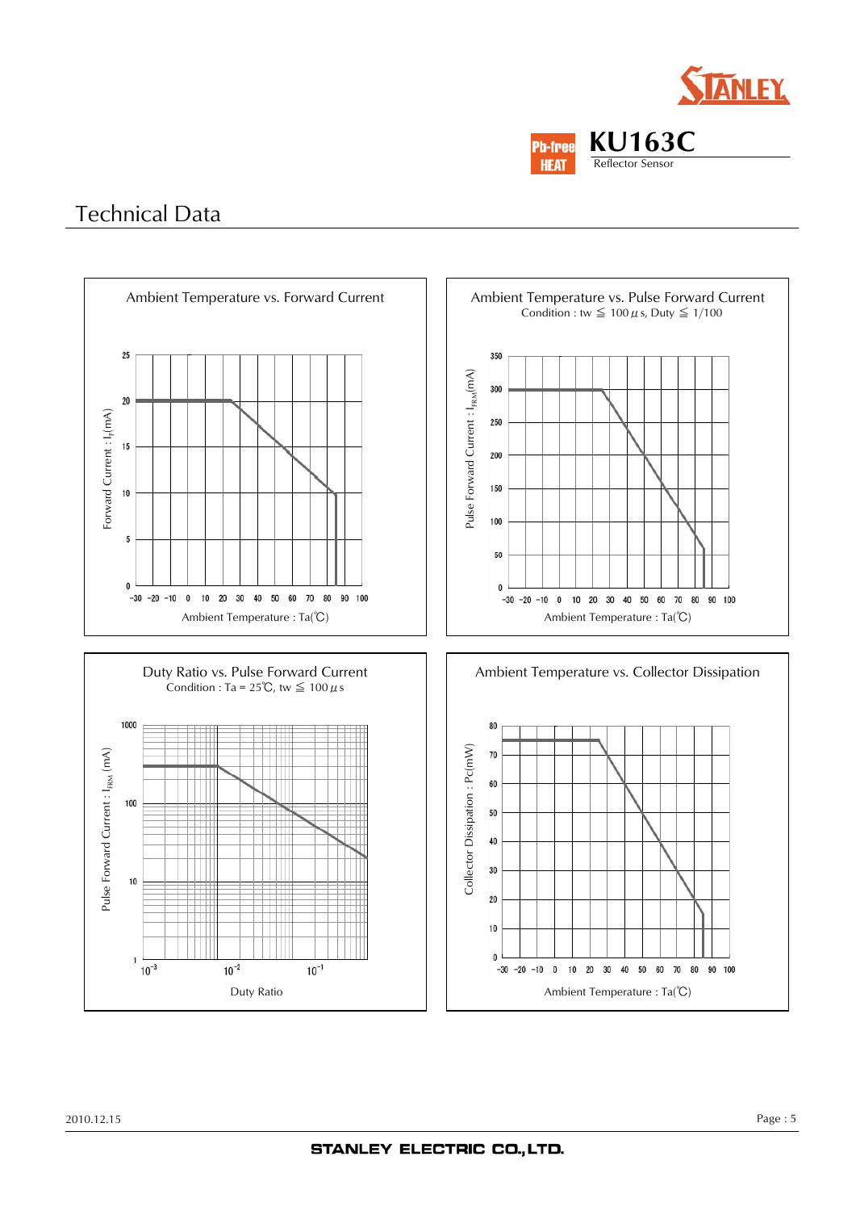# Technical Data

**Ambient Temperature vs. Forward Current**

Forward Current : $I_F$(mA)

Ambient Temperature : Ta(℃)

**Ambient Temperature vs. Pulse Forward Current**

Condition : tw ≦ 100 μs, Duty ≦ 1/100

Pulse Forward Current : $I_{FRM}$(mA)

Ambient Temperature : Ta(℃)

**Duty Ratio vs. Pulse Forward Current**

Condition : Ta = 25℃, tw ≦ 100 μs

Pulse Forward Current : $I_{FRM}$ (mA)

Duty Ratio

**Ambient Temperature vs. Collector Dissipation**

Collector Dissipation : Pc(mW)

Ambient Temperature : Ta(℃)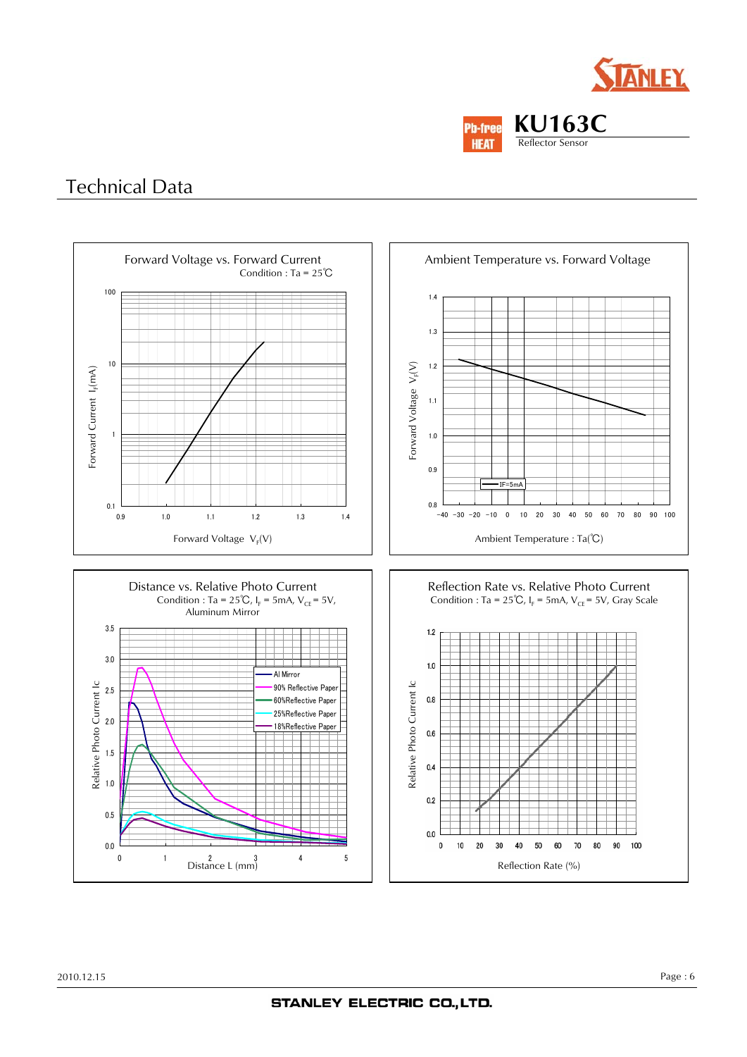# KU163C

Reflector Sensor

## Technical Data

### Forward Voltage vs. Forward Current

Condition : Ta = 25℃

Forward Current $I_F$(mA)

Forward Voltage $V_F$(V)

### Ambient Temperature vs. Forward Voltage

Forward Voltage $V_F$(V)

IF=5mA

Ambient Temperature : Ta(℃)

### Distance vs. Relative Photo Current

Condition : Ta = 25℃, $I_F$ = 5mA, $V_{CE}$ = 5V, Aluminum Mirror

Relative Photo Current Ic

- Al Mirror
- 90% Reflective Paper
- 60%Reflective Paper
- 25%Reflective Paper
- 18%Reflective Paper

Distance L (mm)

### Reflection Rate vs. Relative Photo Current

Condition : Ta = 25℃, $I_F$ = 5mA, $V_{CE}$ = 5V, Gray Scale

Relative Photo Current Ic

Reflection Rate (%)

2010.12.15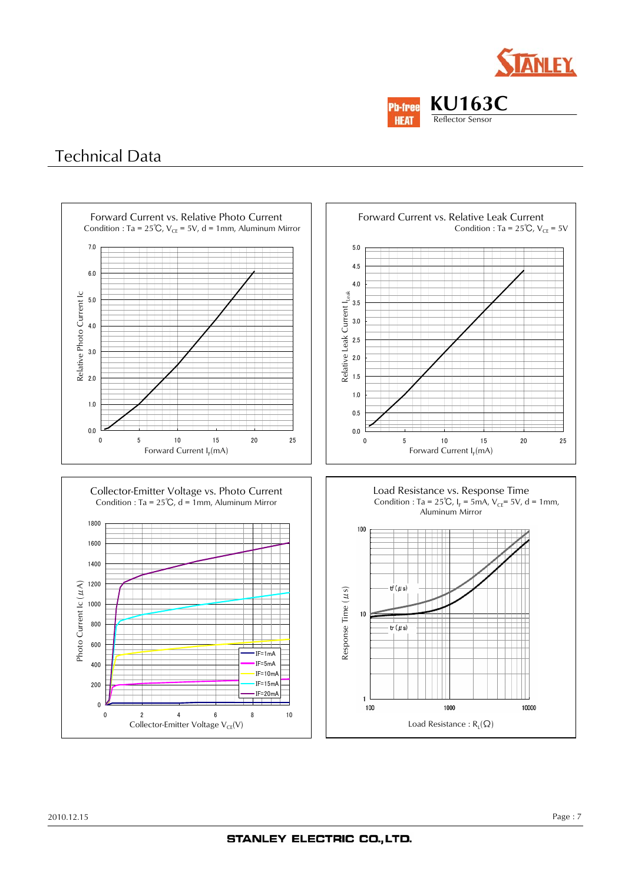KU163C
Reflector Sensor

# Technical Data

### Forward Current vs. Relative Photo Current

Condition : Ta = 25℃, $V_{CE}$ = 5V, d = 1mm, Aluminum Mirror

Y-axis: Relative Photo Current Ic (0.0 – 7.0)
X-axis: Forward Current $I_F$(mA) (0 – 25)

### Forward Current vs. Relative Leak Current

Condition : Ta = 25℃, $V_{CE}$ = 5V

Y-axis: Relative Leak Current $I_{Leak}$ (0.0 – 5.0)
X-axis: Forward Current $I_F$(mA) (0 – 25)

### Collector-Emitter Voltage vs. Photo Current

Condition : Ta = 25℃, d = 1mm, Aluminum Mirror

Y-axis: Photo Current Ic ($\mu$A) (0 – 1800)
X-axis: Collector-Emitter Voltage $V_{CE}$(V) (0 – 10)

Legend: IF=1mA, IF=5mA, IF=10mA, IF=15mA, IF=20mA

### Load Resistance vs. Response Time

Condition : Ta = 25℃, $I_F$ = 5mA, $V_{CE}$= 5V, d = 1mm, Aluminum Mirror

Y-axis: Response Time ($\mu$s) (1 – 100)
X-axis: Load Resistance : $R_L$($\Omega$) (100 – 10000)

Curves: tf ($\mu$s), tr ($\mu$s)

2010.12.15

STANLEY ELECTRIC CO.,LTD.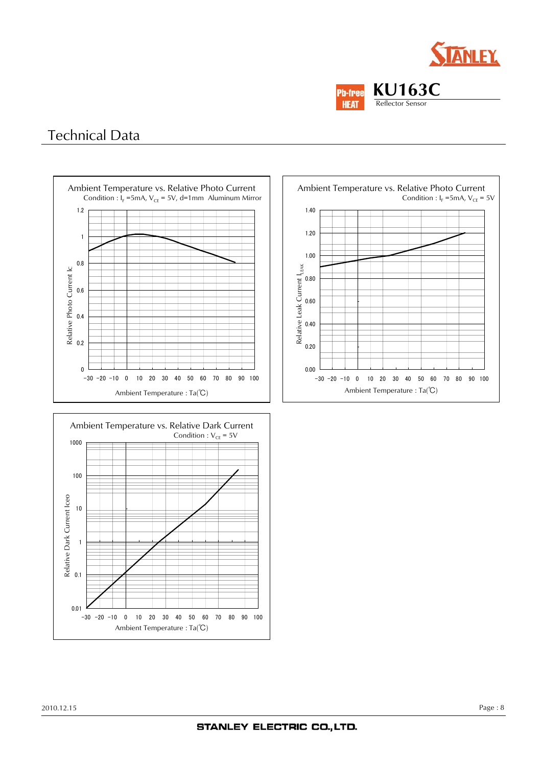# Technical Data

## Ambient Temperature vs. Relative Photo Current

Condition : $I_F$ =5mA, $V_{CE}$ = 5V, d=1mm Aluminum Mirror

Relative Photo Current Ic (0 – 1.2)

Ambient Temperature : Ta(℃) (−30 – 100)

## Ambient Temperature vs. Relative Photo Current

Condition : $I_F$ =5mA, $V_{CE}$ = 5V

Relative Leak Current $I_{LEAK}$ (0.00 – 1.40)

Ambient Temperature : Ta(℃) (−30 – 100)

## Ambient Temperature vs. Relative Dark Current

Condition : $V_{CE}$ = 5V

Relative Dark Current Iceo (0.01 – 1000)

Ambient Temperature : Ta(℃) (−30 – 100)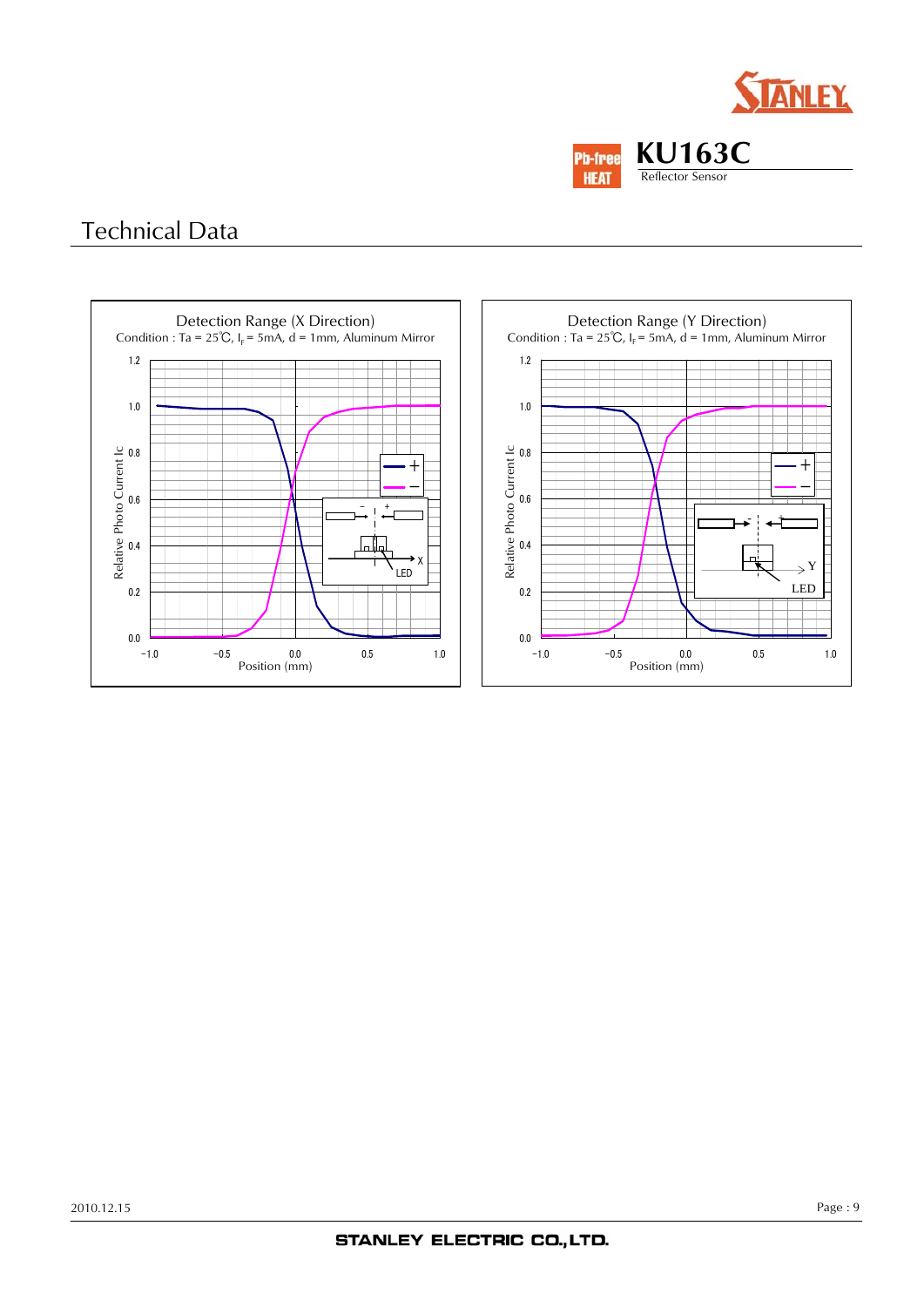# KU163C

Reflector Sensor

## Technical Data

### Detection Range (X Direction)

Condition : Ta = 25℃, $I_F$ = 5mA, d = 1mm, Aluminum Mirror

### Detection Range (Y Direction)

Condition : Ta = 25℃, $I_F$ = 5mA, d = 1mm, Aluminum Mirror

2010.12.15

STANLEY ELECTRIC CO.,LTD.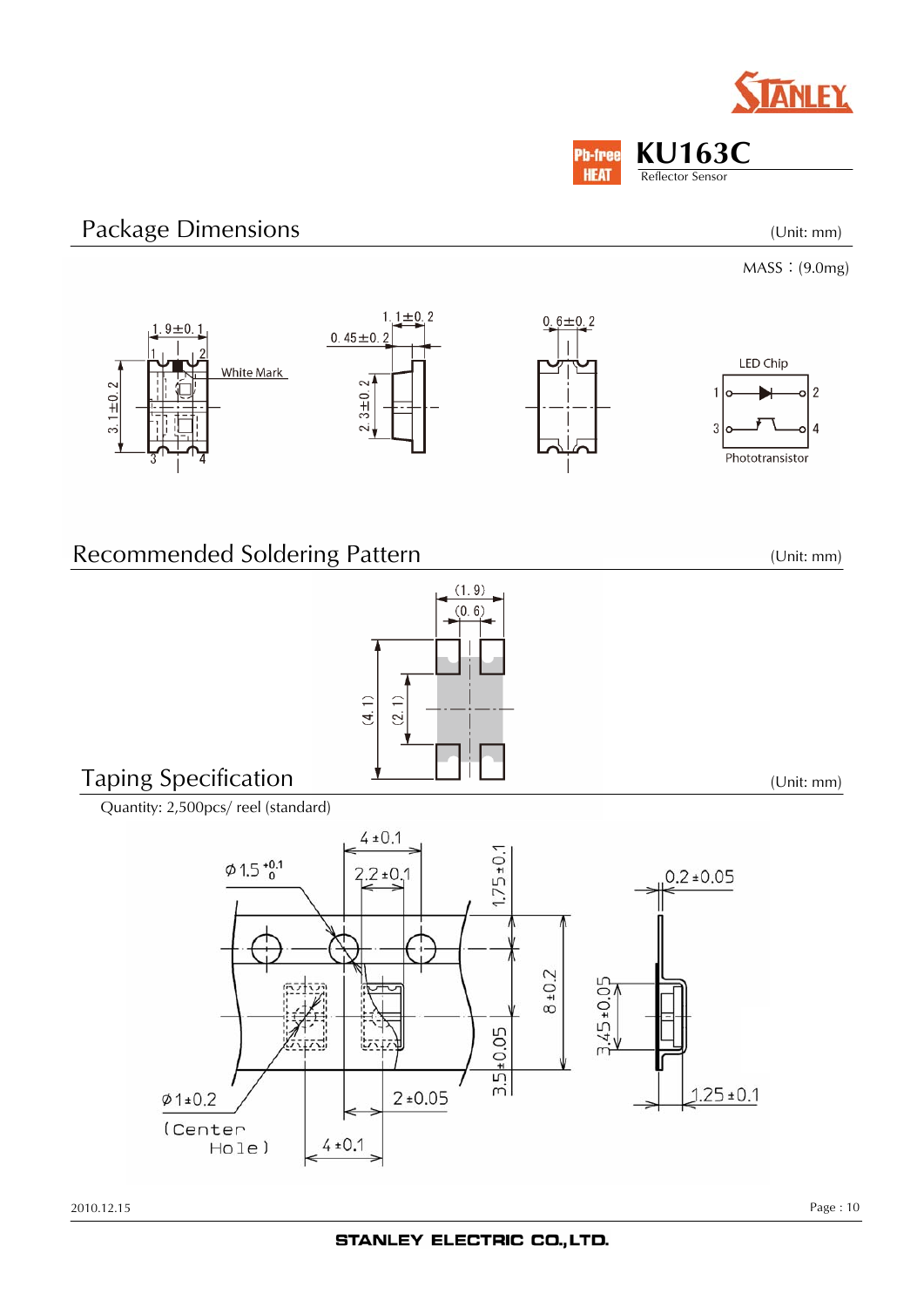# KU163C

Reflector Sensor

## Package Dimensions

(Unit: mm)

MASS：(9.0mg)

1.9±0.1

3.1±0.2

White Mark

1.1±0.2

0.45±0.2

2.3±0.2

0.6±0.2

LED Chip

Phototransistor

## Recommended Soldering Pattern

(Unit: mm)

(1.9)

(0.6)

(4.1)

(2.1)

## Taping Specification

(Unit: mm)

Quantity: 2,500pcs/ reel (standard)

4±0.1

2.2±0.1

1.75±0.1

0.2±0.05

φ1.5 $^{+0.1}_{0}$

8±0.2

3.45±0.05

3.5±0.05

φ1±0.2

(Center Hole)

2±0.05

4±0.1

1.25±0.1

2010.12.15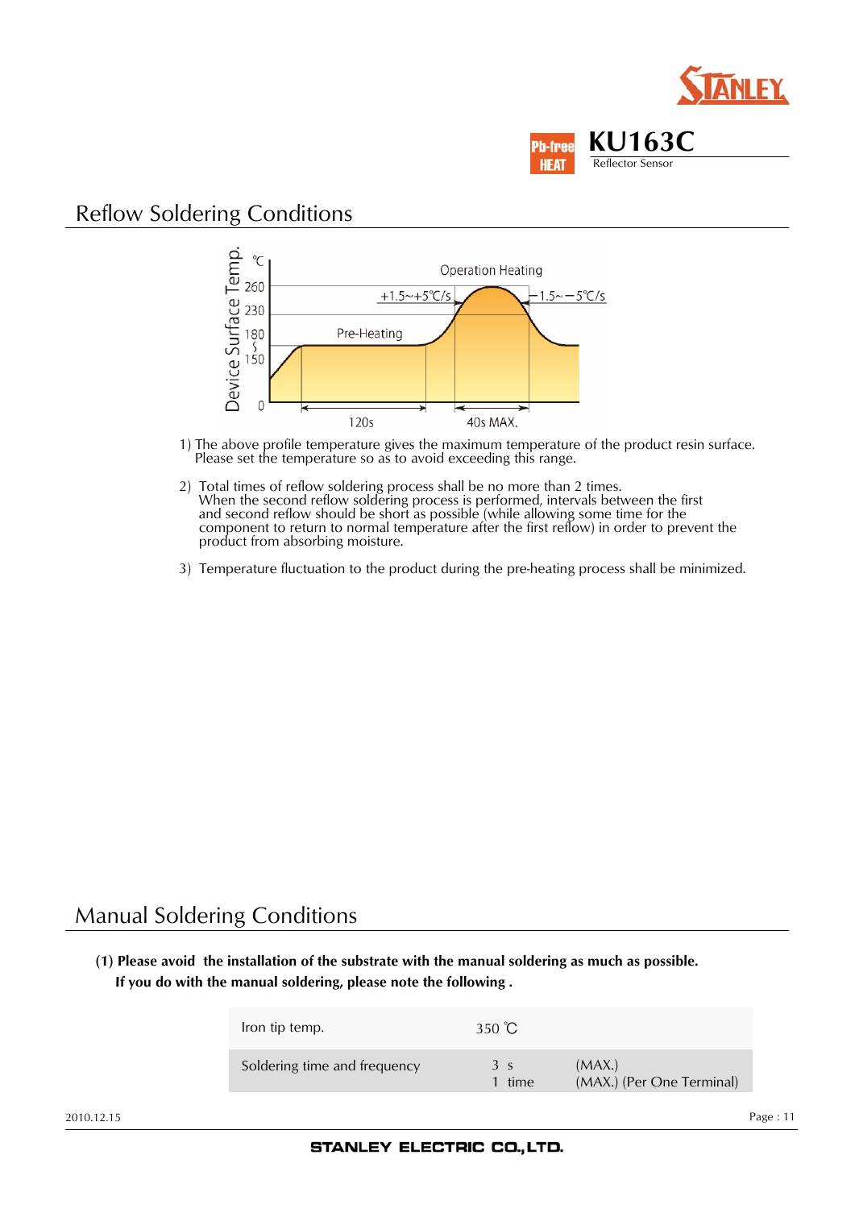## Reflow Soldering Conditions

1) The above profile temperature gives the maximum temperature of the product resin surface.
   Please set the temperature so as to avoid exceeding this range.

2) Total times of reflow soldering process shall be no more than 2 times.
   When the second reflow soldering process is performed, intervals between the first and second reflow should be short as possible (while allowing some time for the component to return to normal temperature after the first reflow) in order to prevent the product from absorbing moisture.

3) Temperature fluctuation to the product during the pre-heating process shall be minimized.

## Manual Soldering Conditions

**(1) Please avoid the installation of the substrate with the manual soldering as much as possible.**
**If you do with the manual soldering, please note the following .**

| | | |
|---|---|---|
| Iron tip temp. | 350 ℃ | |
| Soldering time and frequency | 3 s<br>1 time | (MAX.)<br>(MAX.) (Per One Terminal) |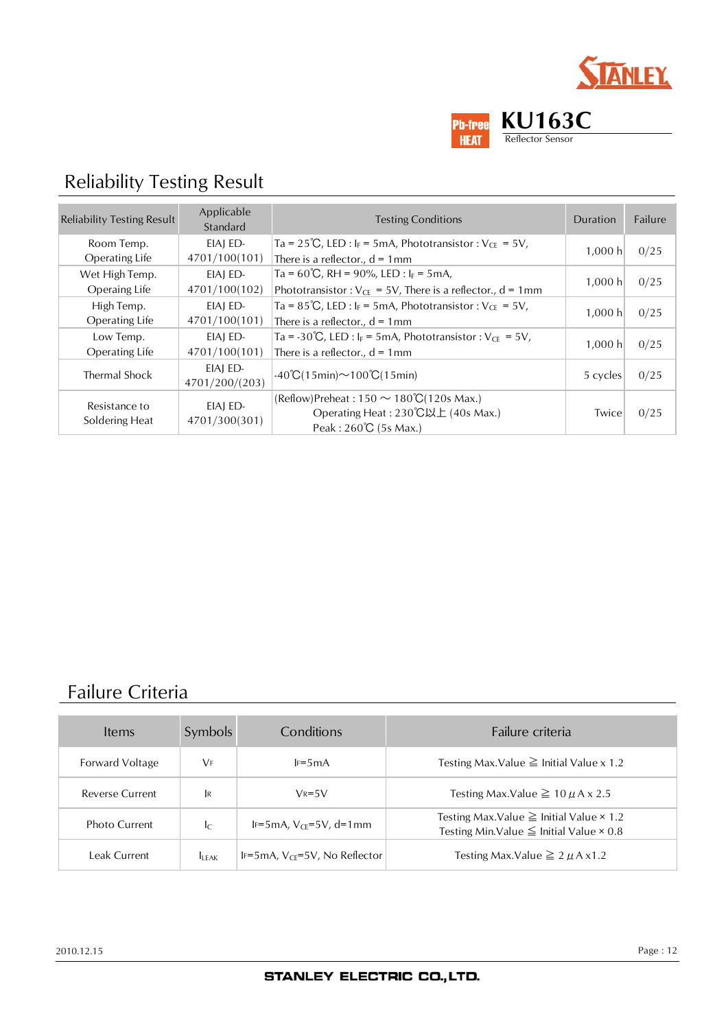KU163C

Reflector Sensor

## Reliability Testing Result

| Reliability Testing Result | Applicable Standard | Testing Conditions | Duration | Failure |
|---|---|---|---|---|
| Room Temp. Operating Life | EIAJ ED-4701/100(101) | Ta = 25℃, LED : $I_F$ = 5mA, Phototransistor : $V_{CE}$ = 5V, There is a reflector., d = 1mm | 1,000 h | 0/25 |
| Wet High Temp. Operaing Life | EIAJ ED-4701/100(102) | Ta = 60℃, RH = 90%, LED : $I_F$ = 5mA, Phototransistor : $V_{CE}$ = 5V, There is a reflector., d = 1mm | 1,000 h | 0/25 |
| High Temp. Operating Life | EIAJ ED-4701/100(101) | Ta = 85℃, LED : $I_F$ = 5mA, Phototransistor : $V_{CE}$ = 5V, There is a reflector., d = 1mm | 1,000 h | 0/25 |
| Low Temp. Operating Life | EIAJ ED-4701/100(101) | Ta = -30℃, LED : $I_F$ = 5mA, Phototransistor : $V_{CE}$ = 5V, There is a reflector., d = 1mm | 1,000 h | 0/25 |
| Thermal Shock | EIAJ ED-4701/200/(203) | -40℃(15min)～100℃(15min) | 5 cycles | 0/25 |
| Resistance to Soldering Heat | EIAJ ED-4701/300(301) | (Reflow)Preheat : 150 ～ 180℃(120s Max.) Operating Heat : 230℃以上 (40s Max.) Peak : 260℃ (5s Max.) | Twice | 0/25 |

## Failure Criteria

| Items | Symbols | Conditions | Failure criteria |
|---|---|---|---|
| Forward Voltage | $V_F$ | $I_F$=5mA | Testing Max.Value ≧ Initial Value x 1.2 |
| Reverse Current | $I_R$ | $V_R$=5V | Testing Max.Value ≧ 10 μA x 2.5 |
| Photo Current | $I_C$ | $I_F$=5mA, $V_{CE}$=5V, d=1mm | Testing Max.Value ≧ Initial Value × 1.2<br>Testing Min.Value ≦ Initial Value × 0.8 |
| Leak Current | $I_{LEAK}$ | $I_F$=5mA, $V_{CE}$=5V, No Reflector | Testing Max.Value ≧ 2 μA x1.2 |

2010.12.15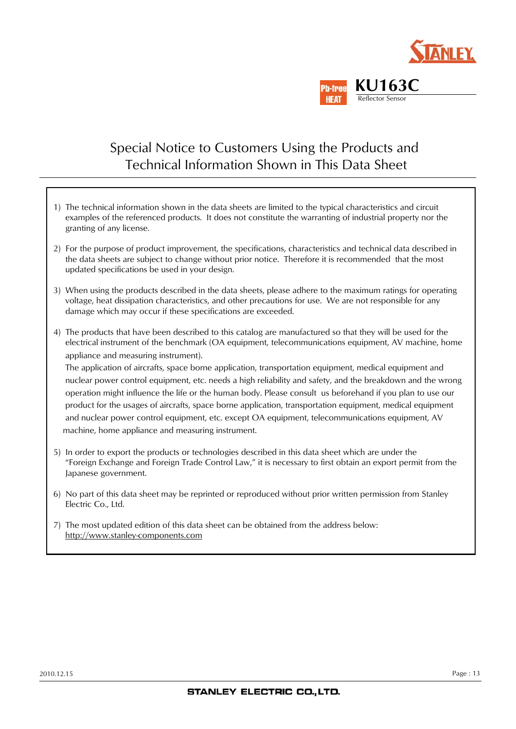**KU163C**

Reflector Sensor

# Special Notice to Customers Using the Products and Technical Information Shown in This Data Sheet

1) The technical information shown in the data sheets are limited to the typical characteristics and circuit examples of the referenced products. It does not constitute the warranting of industrial property nor the granting of any license.

2) For the purpose of product improvement, the specifications, characteristics and technical data described in the data sheets are subject to change without prior notice. Therefore it is recommended that the most updated specifications be used in your design.

3) When using the products described in the data sheets, please adhere to the maximum ratings for operating voltage, heat dissipation characteristics, and other precautions for use. We are not responsible for any damage which may occur if these specifications are exceeded.

4) The products that have been described to this catalog are manufactured so that they will be used for the electrical instrument of the benchmark (OA equipment, telecommunications equipment, AV machine, home appliance and measuring instrument).
The application of aircrafts, space borne application, transportation equipment, medical equipment and nuclear power control equipment, etc. needs a high reliability and safety, and the breakdown and the wrong operation might influence the life or the human body. Please consult us beforehand if you plan to use our product for the usages of aircrafts, space borne application, transportation equipment, medical equipment and nuclear power control equipment, etc. except OA equipment, telecommunications equipment, AV machine, home appliance and measuring instrument.

5) In order to export the products or technologies described in this data sheet which are under the "Foreign Exchange and Foreign Trade Control Law," it is necessary to first obtain an export permit from the Japanese government.

6) No part of this data sheet may be reprinted or reproduced without prior written permission from Stanley Electric Co., Ltd.

7) The most updated edition of this data sheet can be obtained from the address below:
http://www.stanley-components.com

2010.12.15